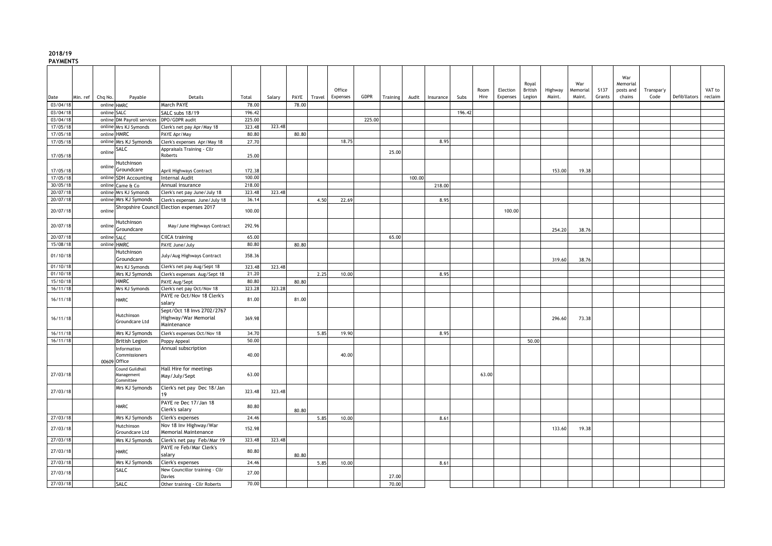**2018/19**
**PAYMENTS**

| Date | Min. ref | Chq No. | Payable | Details | Total | Salary | PAYE | Travel | Office Expenses | GDPR | Training | Audit | Insurance | Subs | Room Hire | Election Expenses | Royal British Legion | Highway Maint. | War Memorial Maint. | S137 Grants | War Memorial posts and chains | Transpar'y Code | Defib'llators | VAT to reclaim |
|---|---|---|---|---|---|---|---|---|---|---|---|---|---|---|---|---|---|---|---|---|---|---|---|---|
| 03/04/18 | | online | HMRC | March PAYE | 78.00 | | 78.00 | | | | | | | | | | | | | | | | | |
| 03/04/18 | | online | SALC | SALC subs 18/19 | 196.42 | | | | | | | | | 196.42 | | | | | | | | | | |
| 03/04/18 | | online | DM Payroll services | DPO/GDPR audit | 225.00 | | | | | 225.00 | | | | | | | | | | | | | | |
| 17/05/18 | | online | Mrs KJ Symonds | Clerk's net pay Apr/May 18 | 323.48 | 323.48 | | | | | | | | | | | | | | | | | | |
| 17/05/18 | | online | HMRC | PAYE Apr/May | 80.80 | | 80.80 | | | | | | | | | | | | | | | | | |
| 17/05/18 | | online | Mrs KJ Symonds | Clerk's expenses Apr/May 18 | 27.70 | | | | 18.75 | | | | 8.95 | | | | | | | | | | | |
| 17/05/18 | | online | SALC | Appraisals Training - Cllr Roberts | 25.00 | | | | | | 25.00 | | | | | | | | | | | | | |
| 17/05/18 | | online | Hutchinson Groundcare | April Highways Contract | 172.38 | | | | | | | | | | | | | 153.00 | 19.38 | | | | | |
| 17/05/18 | | online | SDH Accounting | Internal Audit | 100.00 | | | | | | | 100.00 | | | | | | | | | | | | |
| 30/05/18 | | online | Came & Co | Annual insurance | 218.00 | | | | | | | | 218.00 | | | | | | | | | | | |
| 20/07/18 | | online | Mrs KJ Symonds | Clerk's net pay June/July 18 | 323.48 | 323.48 | | | | | | | | | | | | | | | | | | |
| 20/07/18 | | online | Mrs KJ Symonds | Clerk's expenses June/July 18 | 36.14 | | | 4.50 | 22.69 | | | | 8.95 | | | | | | | | | | | |
| 20/07/18 | | online | Shropshire Council | Election expenses 2017 | 100.00 | | | | | | | | | | | 100.00 | | | | | | | | |
| 20/07/18 | | online | Hutchinson Groundcare | May/June Highways Contract | 292.96 | | | | | | | | | | | | | 254.20 | 38.76 | | | | | |
| 20/07/18 | | online | SALC | CiLCA training | 65.00 | | | | | | 65.00 | | | | | | | | | | | | | |
| 15/08/18 | | online | HMRC | PAYE June/July | 80.80 | | 80.80 | | | | | | | | | | | | | | | | | |
| 01/10/18 | | | Hutchinson Groundcare | July/Aug Highways Contract | 358.36 | | | | | | | | | | | | | 319.60 | 38.76 | | | | | |
| 01/10/18 | | | Mrs KJ Symonds | Clerk's net pay Aug/Sept 18 | 323.48 | 323.48 | | | | | | | | | | | | | | | | | | |
| 01/10/18 | | | Mrs KJ Symonds | Clerk's expenses Aug/Sept 18 | 21.20 | | | 2.25 | 10.00 | | | | 8.95 | | | | | | | | | | | |
| 15/10/18 | | | HMRC | PAYE Aug/Sept | 80.80 | | 80.80 | | | | | | | | | | | | | | | | | |
| 16/11/18 | | | Mrs KJ Symonds | Clerk's net pay Oct/Nov 18 | 323.28 | 323.28 | | | | | | | | | | | | | | | | | | |
| 16/11/18 | | | HMRC | PAYE re Oct/Nov 18 Clerk's salary | 81.00 | | 81.00 | | | | | | | | | | | | | | | | | |
| 16/11/18 | | | Hutchinson Groundcare Ltd | Sept/Oct 18 Invs 2702/2767 Highway/War Memorial Maintenance | 369.98 | | | | | | | | | | | | | 296.60 | 73.38 | | | | | |
| 16/11/18 | | | Mrs KJ Symonds | Clerk's expenses Oct/Nov 18 | 34.70 | | | 5.85 | 19.90 | | | | 8.95 | | | | | | | | | | | |
| 16/11/18 | | | British Legion | Poppy Appeal | 50.00 | | | | | | | | | | | | 50.00 | | | | | | | |
| | | 00609 | Information Commissioners Office | Annual subscription | 40.00 | | | | 40.00 | | | | | | | | | | | | | | | |
| 27/03/18 | | | Cound Guildhall Management Committee | Hall Hire for meetings May/July/Sept | 63.00 | | | | | | | | | | 63.00 | | | | | | | | | |
| 27/03/18 | | | Mrs KJ Symonds | Clerk's net pay Dec 18/Jan 19 | 323.48 | 323.48 | | | | | | | | | | | | | | | | | | |
| | | | HMRC | PAYE re Dec 17/Jan 18 Clerk's salary | 80.80 | | 80.80 | | | | | | | | | | | | | | | | | |
| 27/03/18 | | | Mrs KJ Symonds | Clerk's expenses | 24.46 | | | 5.85 | 10.00 | | | | 8.61 | | | | | | | | | | | |
| 27/03/18 | | | Hutchinson Groundcare Ltd | Nov 18 Inv Highway/War Memorial Maintenance | 152.98 | | | | | | | | | | | | | 133.60 | 19.38 | | | | | |
| 27/03/18 | | | Mrs KJ Symonds | Clerk's net pay Feb/Mar 19 | 323.48 | 323.48 | | | | | | | | | | | | | | | | | | |
| 27/03/18 | | | HMRC | PAYE re Feb/Mar Clerk's salary | 80.80 | | 80.80 | | | | | | | | | | | | | | | | | |
| 27/03/18 | | | Mrs KJ Symonds | Clerk's expenses | 24.46 | | | 5.85 | 10.00 | | | | 8.61 | | | | | | | | | | | |
| 27/03/18 | | | SALC | New Councillor training - Cllr Davies | 27.00 | | | | | | 27.00 | | | | | | | | | | | | | |
| 27/03/18 | | | SALC | Other training - Cllr Roberts | 70.00 | | | | | | 70.00 | | | | | | | | | | | | | |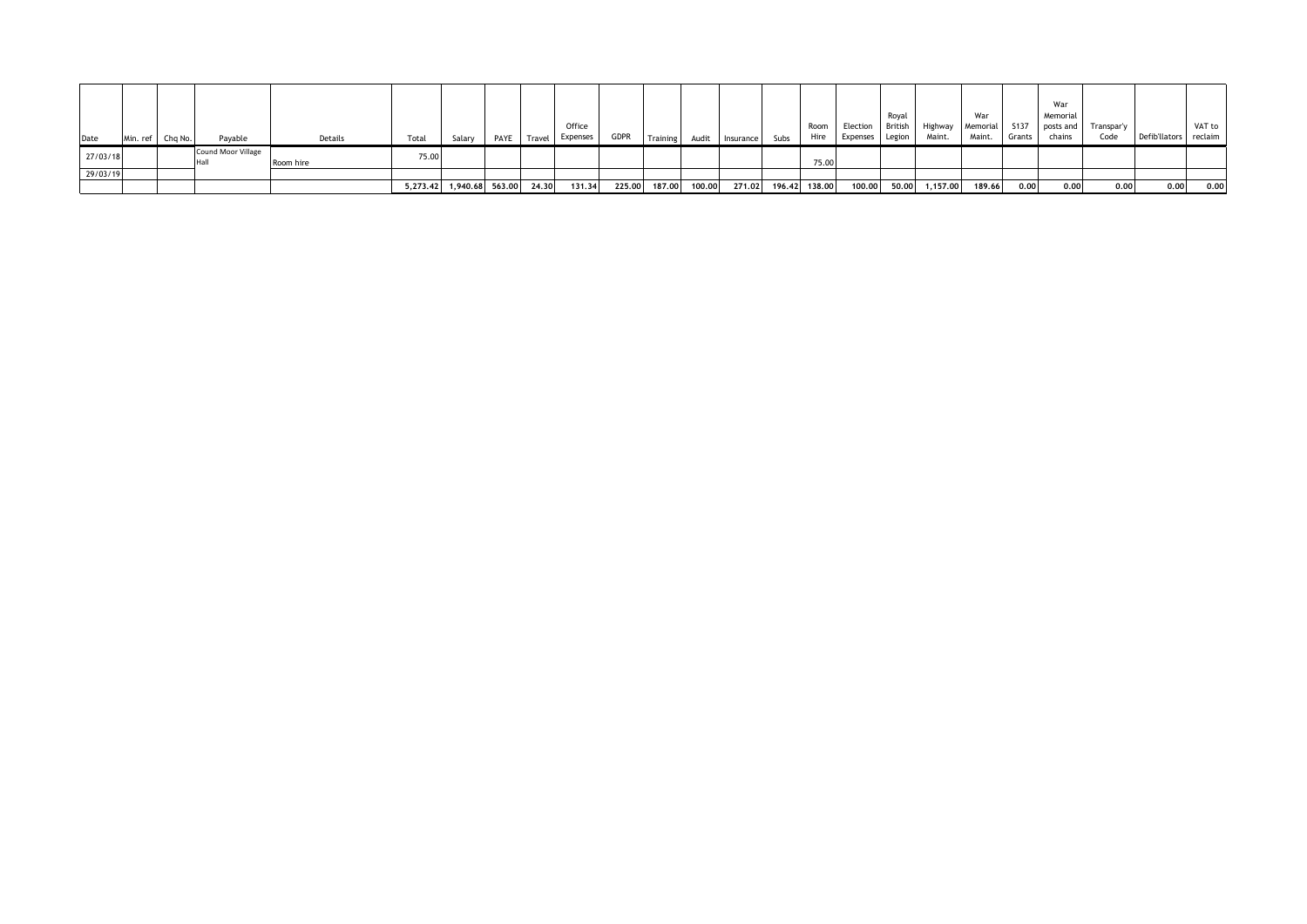| Date | Min. ref | Chq No. | Payable | Details | Total | Salary | PAYE | Travel | Office Expenses | GDPR | Training | Audit | Insurance | Subs | Room Hire | Election Expenses | Royal British Legion | Highway Maint. | War Memorial Maint. | S137 Grants | War Memorial posts and chains | Transpar'y Code | Defib'llators | VAT to reclaim |
|---|---|---|---|---|---|---|---|---|---|---|---|---|---|---|---|---|---|---|---|---|---|---|---|---|
| 27/03/18 | | | Cound Moor Village Hall | Room hire | 75.00 | | | | | | | | | | 75.00 | | | | | | | | | |
| 29/03/19 | | | | | | | | | | | | | | | | | | | | | | | | |
| | | | | | **5,273.42** | **1,940.68** | **563.00** | **24.30** | **131.34** | **225.00** | **187.00** | **100.00** | **271.02** | **196.42** | **138.00** | **100.00** | **50.00** | **1,157.00** | **189.66** | **0.00** | **0.00** | **0.00** | **0.00** | **0.00** |